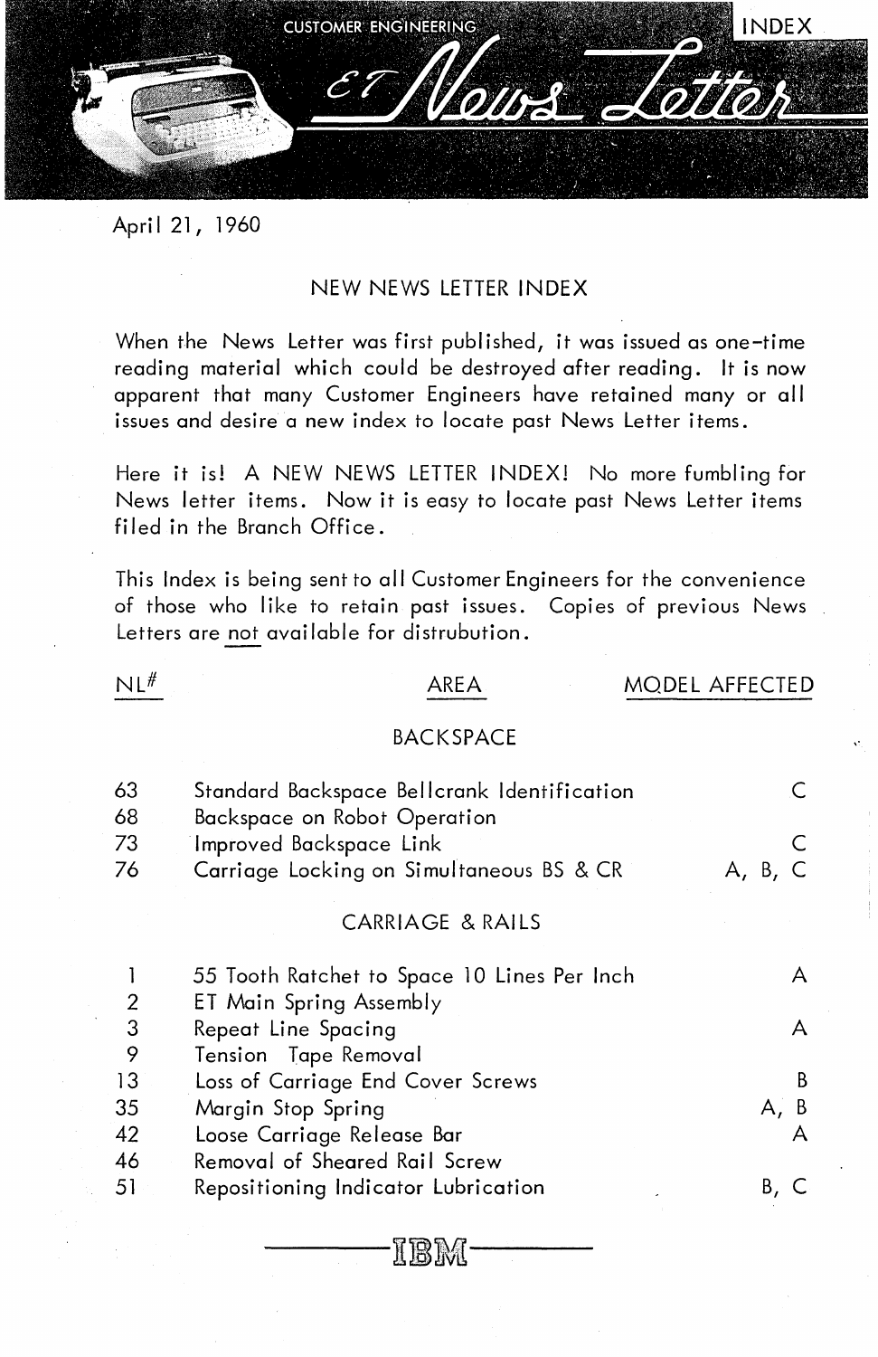CUSTOMER ENGINEERING

INDEX

# ET News Letter

April 21, 1960

## NEW NEWS LETTER INDEX

When the News Letter was first published, it was issued as one-time reading material which could be destroyed after reading. It is now apparent that many Customer Engineers have retained many or all issues and desire a new index to locate past News Letter items.

Here it is! A NEW NEWS LETTER INDEX! No more fumbling for News letter items. Now it is easy to locate past News Letter items filed in the Branch Office.

This Index is being sent to all Customer Engineers for the convenience of those who like to retain past issues. Copies of previous News Letters are <u>not</u> available for distrubution.

| NL# | AREA | MODEL AFFECTED |
|---|---|---|
| | **BACKSPACE** | |
| 63 | Standard Backspace Bellcrank Identification | C |
| 68 | Backspace on Robot Operation | |
| 73 | Improved Backspace Link | C |
| 76 | Carriage Locking on Simultaneous BS & CR | A, B, C |
| | **CARRIAGE & RAILS** | |
| 1 | 55 Tooth Ratchet to Space 10 Lines Per Inch | A |
| 2 | ET Main Spring Assembly | |
| 3 | Repeat Line Spacing | A |
| 9 | Tension Tape Removal | |
| 13 | Loss of Carriage End Cover Screws | B |
| 35 | Margin Stop Spring | A, B |
| 42 | Loose Carriage Release Bar | A |
| 46 | Removal of Sheared Rail Screw | |
| 51 | Repositioning Indicator Lubrication | B, C |

IBM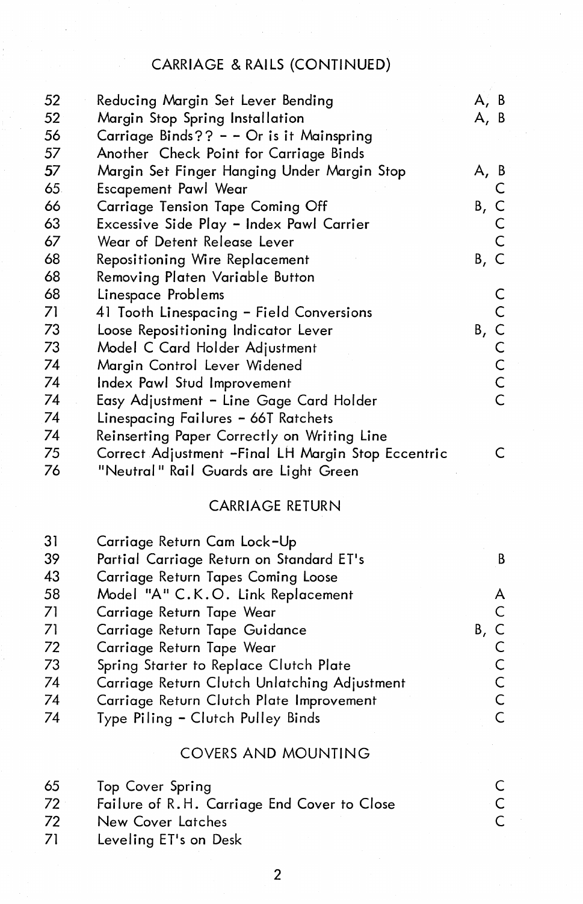## CARRIAGE & RAILS (CONTINUED)

| | | |
|---|---|---|
| 52 | Reducing Margin Set Lever Bending | A, B |
| 52 | Margin Stop Spring Installation | A, B |
| 56 | Carriage Binds?? - - Or is it Mainspring | |
| 57 | Another Check Point for Carriage Binds | |
| 57 | Margin Set Finger Hanging Under Margin Stop | A, B |
| 65 | Escapement Pawl Wear | C |
| 66 | Carriage Tension Tape Coming Off | B, C |
| 63 | Excessive Side Play - Index Pawl Carrier | C |
| 67 | Wear of Detent Release Lever | C |
| 68 | Repositioning Wire Replacement | B, C |
| 68 | Removing Platen Variable Button | |
| 68 | Linespace Problems | C |
| 71 | 41 Tooth Linespacing - Field Conversions | C |
| 73 | Loose Repositioning Indicator Lever | B, C |
| 73 | Model C Card Holder Adjustment | C |
| 74 | Margin Control Lever Widened | C |
| 74 | Index Pawl Stud Improvement | C |
| 74 | Easy Adjustment - Line Gage Card Holder | C |
| 74 | Linespacing Failures - 66T Ratchets | |
| 74 | Reinserting Paper Correctly on Writing Line | |
| 75 | Correct Adjustment -Final LH Margin Stop Eccentric | C |
| 76 | "Neutral" Rail Guards are Light Green | |

## CARRIAGE RETURN

| | | |
|---|---|---|
| 31 | Carriage Return Cam Lock-Up | |
| 39 | Partial Carriage Return on Standard ET's | B |
| 43 | Carriage Return Tapes Coming Loose | |
| 58 | Model "A" C.K.O. Link Replacement | A |
| 71 | Carriage Return Tape Wear | C |
| 71 | Carriage Return Tape Guidance | B, C |
| 72 | Carriage Return Tape Wear | C |
| 73 | Spring Starter to Replace Clutch Plate | C |
| 74 | Carriage Return Clutch Unlatching Adjustment | C |
| 74 | Carriage Return Clutch Plate Improvement | C |
| 74 | Type Piling - Clutch Pulley Binds | C |

## COVERS AND MOUNTING

| | | |
|---|---|---|
| 65 | Top Cover Spring | C |
| 72 | Failure of R.H. Carriage End Cover to Close | C |
| 72 | New Cover Latches | C |
| 71 | Leveling ET's on Desk | |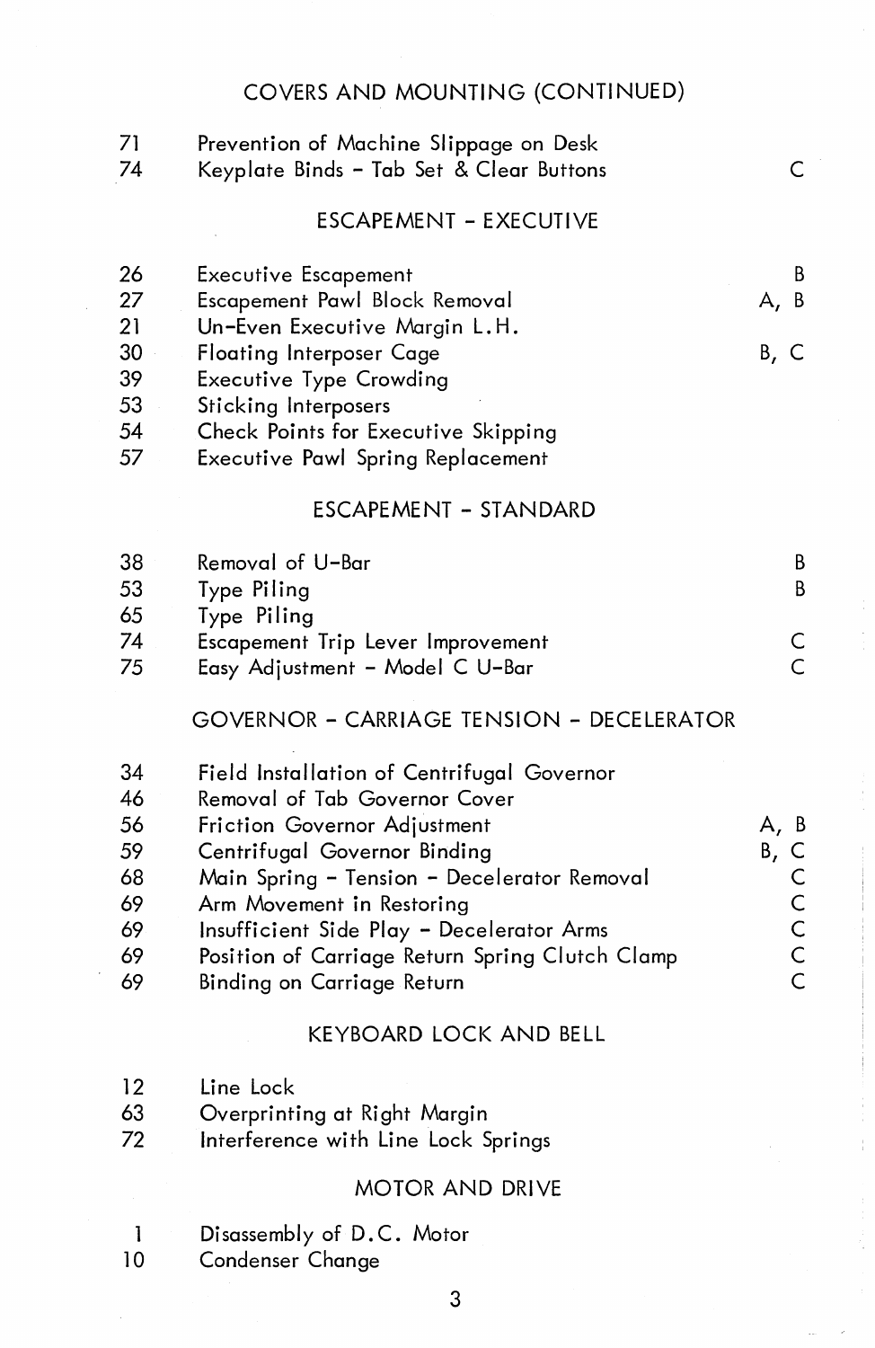## COVERS AND MOUNTING (CONTINUED)

| | | |
|---|---|---|
| 71 | Prevention of Machine Slippage on Desk | |
| 74 | Keyplate Binds - Tab Set & Clear Buttons | C |

## ESCAPEMENT - EXECUTIVE

| | | |
|---|---|---|
| 26 | Executive Escapement | B |
| 27 | Escapement Pawl Block Removal | A, B |
| 21 | Un-Even Executive Margin L.H. | |
| 30 | Floating Interposer Cage | B, C |
| 39 | Executive Type Crowding | |
| 53 | Sticking Interposers | |
| 54 | Check Points for Executive Skipping | |
| 57 | Executive Pawl Spring Replacement | |

## ESCAPEMENT - STANDARD

| | | |
|---|---|---|
| 38 | Removal of U-Bar | B |
| 53 | Type Piling | B |
| 65 | Type Piling | |
| 74 | Escapement Trip Lever Improvement | C |
| 75 | Easy Adjustment - Model C U-Bar | C |

## GOVERNOR - CARRIAGE TENSION - DECELERATOR

| | | |
|---|---|---|
| 34 | Field Installation of Centrifugal Governor | |
| 46 | Removal of Tab Governor Cover | |
| 56 | Friction Governor Adjustment | A, B |
| 59 | Centrifugal Governor Binding | B, C |
| 68 | Main Spring - Tension - Decelerator Removal | C |
| 69 | Arm Movement in Restoring | C |
| 69 | Insufficient Side Play - Decelerator Arms | C |
| 69 | Position of Carriage Return Spring Clutch Clamp | C |
| 69 | Binding on Carriage Return | C |

## KEYBOARD LOCK AND BELL

| | | |
|---|---|---|
| 12 | Line Lock | |
| 63 | Overprinting at Right Margin | |
| 72 | Interference with Line Lock Springs | |

## MOTOR AND DRIVE

| | | |
|---|---|---|
| 1 | Disassembly of D.C. Motor | |
| 10 | Condenser Change | |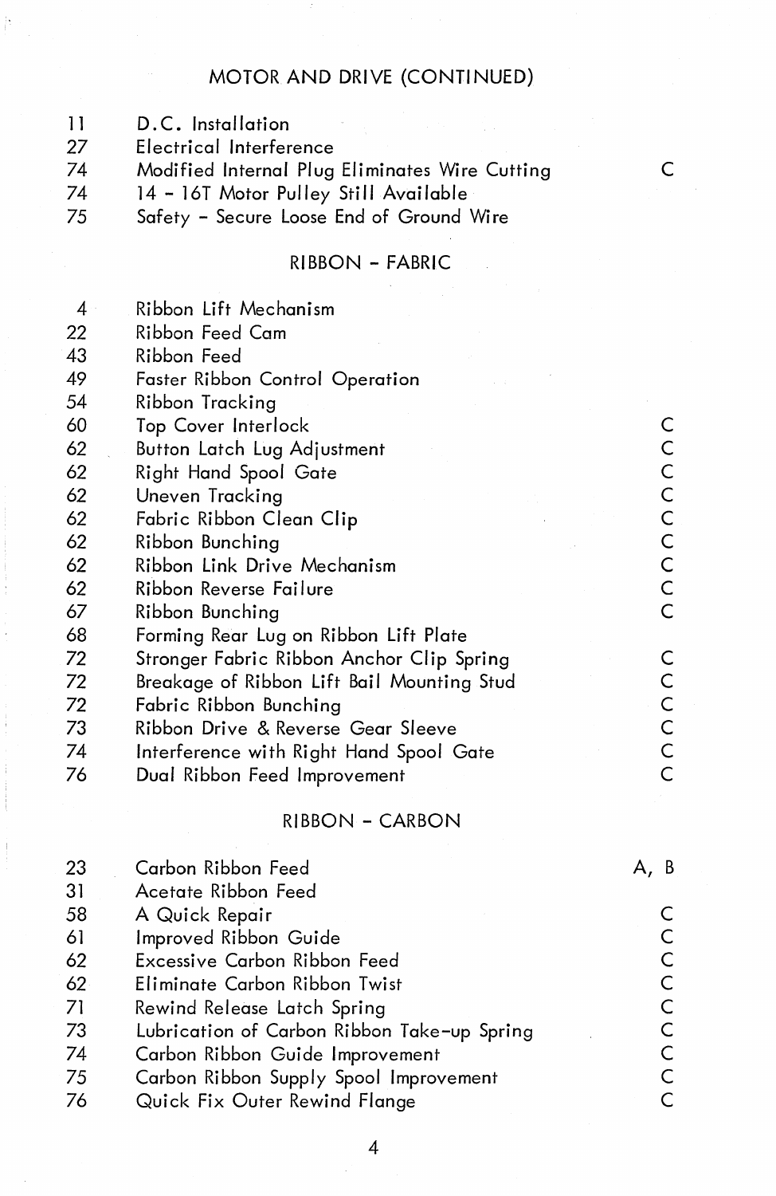## MOTOR AND DRIVE (CONTINUED)

| | | |
|---|---|---|
| 11 | D.C. Installation | |
| 27 | Electrical Interference | |
| 74 | Modified Internal Plug Eliminates Wire Cutting | C |
| 74 | 14 - 16T Motor Pulley Still Available | |
| 75 | Safety - Secure Loose End of Ground Wire | |

## RIBBON - FABRIC

| | | |
|---|---|---|
| 4 | Ribbon Lift Mechanism | |
| 22 | Ribbon Feed Cam | |
| 43 | Ribbon Feed | |
| 49 | Faster Ribbon Control Operation | |
| 54 | Ribbon Tracking | |
| 60 | Top Cover Interlock | C |
| 62 | Button Latch Lug Adjustment | C |
| 62 | Right Hand Spool Gate | C |
| 62 | Uneven Tracking | C |
| 62 | Fabric Ribbon Clean Clip | C |
| 62 | Ribbon Bunching | C |
| 62 | Ribbon Link Drive Mechanism | C |
| 62 | Ribbon Reverse Failure | C |
| 67 | Ribbon Bunching | C |
| 68 | Forming Rear Lug on Ribbon Lift Plate | |
| 72 | Stronger Fabric Ribbon Anchor Clip Spring | C |
| 72 | Breakage of Ribbon Lift Bail Mounting Stud | C |
| 72 | Fabric Ribbon Bunching | C |
| 73 | Ribbon Drive & Reverse Gear Sleeve | C |
| 74 | Interference with Right Hand Spool Gate | C |
| 76 | Dual Ribbon Feed Improvement | C |

## RIBBON - CARBON

| | | |
|---|---|---|
| 23 | Carbon Ribbon Feed | A, B |
| 31 | Acetate Ribbon Feed | |
| 58 | A Quick Repair | C |
| 61 | Improved Ribbon Guide | C |
| 62 | Excessive Carbon Ribbon Feed | C |
| 62 | Eliminate Carbon Ribbon Twist | C |
| 71 | Rewind Release Latch Spring | C |
| 73 | Lubrication of Carbon Ribbon Take-up Spring | C |
| 74 | Carbon Ribbon Guide Improvement | C |
| 75 | Carbon Ribbon Supply Spool Improvement | C |
| 76 | Quick Fix Outer Rewind Flange | C |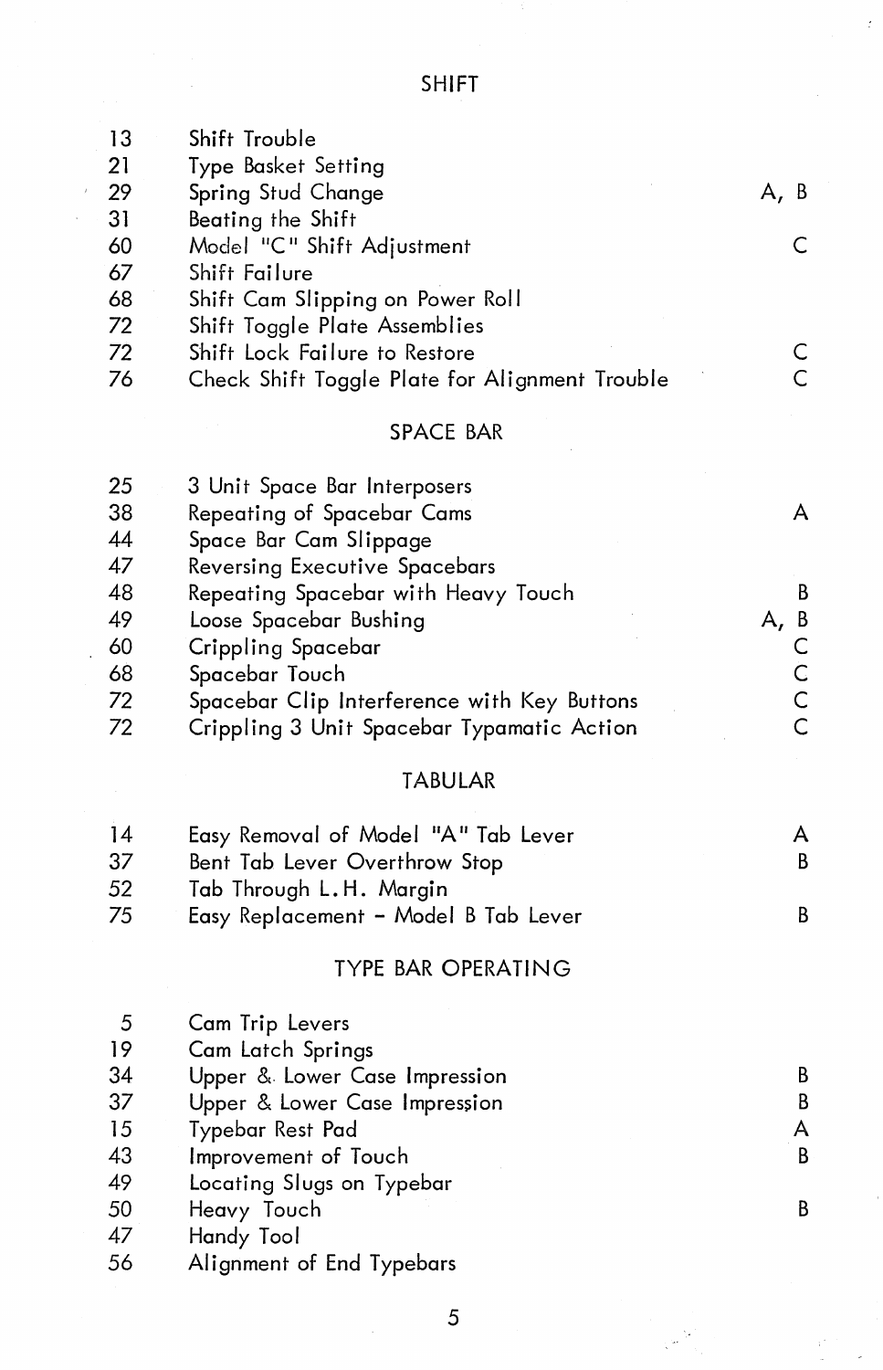## SHIFT

| | | |
|---|---|---|
| 13 | Shift Trouble | |
| 21 | Type Basket Setting | |
| 29 | Spring Stud Change | A, B |
| 31 | Beating the Shift | |
| 60 | Model "C" Shift Adjustment | C |
| 67 | Shift Failure | |
| 68 | Shift Cam Slipping on Power Roll | |
| 72 | Shift Toggle Plate Assemblies | |
| 72 | Shift Lock Failure to Restore | C |
| 76 | Check Shift Toggle Plate for Alignment Trouble | C |

## SPACE BAR

| | | |
|---|---|---|
| 25 | 3 Unit Space Bar Interposers | |
| 38 | Repeating of Spacebar Cams | A |
| 44 | Space Bar Cam Slippage | |
| 47 | Reversing Executive Spacebars | |
| 48 | Repeating Spacebar with Heavy Touch | B |
| 49 | Loose Spacebar Bushing | A, B |
| 60 | Crippling Spacebar | C |
| 68 | Spacebar Touch | C |
| 72 | Spacebar Clip Interference with Key Buttons | C |
| 72 | Crippling 3 Unit Spacebar Typamatic Action | C |

## TABULAR

| | | |
|---|---|---|
| 14 | Easy Removal of Model "A" Tab Lever | A |
| 37 | Bent Tab Lever Overthrow Stop | B |
| 52 | Tab Through L.H. Margin | |
| 75 | Easy Replacement - Model B Tab Lever | B |

## TYPE BAR OPERATING

| | | |
|---|---|---|
| 5 | Cam Trip Levers | |
| 19 | Cam Latch Springs | |
| 34 | Upper & Lower Case Impression | B |
| 37 | Upper & Lower Case Impression | B |
| 15 | Typebar Rest Pad | A |
| 43 | Improvement of Touch | B |
| 49 | Locating Slugs on Typebar | |
| 50 | Heavy Touch | B |
| 47 | Handy Tool | |
| 56 | Alignment of End Typebars | |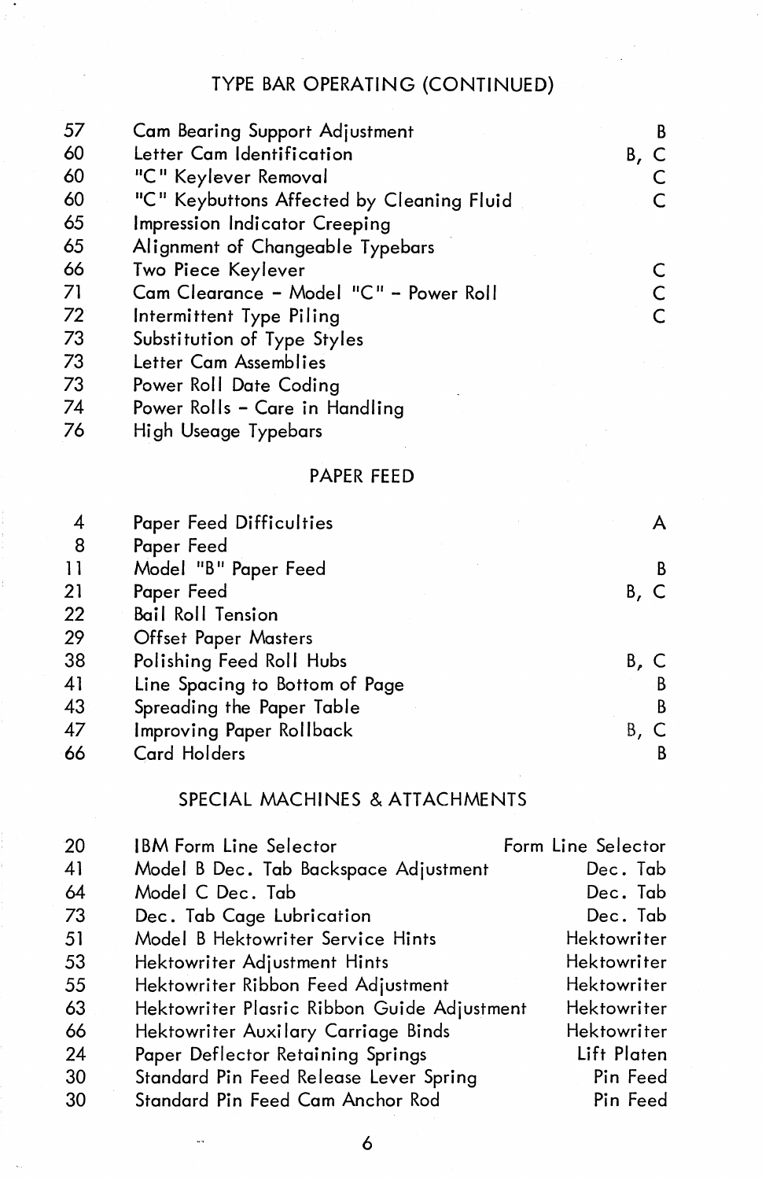## TYPE BAR OPERATING (CONTINUED)

| | | |
|---|---|---|
| 57 | Cam Bearing Support Adjustment | B |
| 60 | Letter Cam Identification | B, C |
| 60 | "C" Keylever Removal | C |
| 60 | "C" Keybuttons Affected by Cleaning Fluid | C |
| 65 | Impression Indicator Creeping | |
| 65 | Alignment of Changeable Typebars | |
| 66 | Two Piece Keylever | C |
| 71 | Cam Clearance - Model "C" - Power Roll | C |
| 72 | Intermittent Type Piling | C |
| 73 | Substitution of Type Styles | |
| 73 | Letter Cam Assemblies | |
| 73 | Power Roll Date Coding | |
| 74 | Power Rolls - Care in Handling | |
| 76 | High Useage Typebars | |

## PAPER FEED

| | | |
|---|---|---|
| 4 | Paper Feed Difficulties | A |
| 8 | Paper Feed | |
| 11 | Model "B" Paper Feed | B |
| 21 | Paper Feed | B, C |
| 22 | Bail Roll Tension | |
| 29 | Offset Paper Masters | |
| 38 | Polishing Feed Roll Hubs | B, C |
| 41 | Line Spacing to Bottom of Page | B |
| 43 | Spreading the Paper Table | B |
| 47 | Improving Paper Rollback | B, C |
| 66 | Card Holders | B |

## SPECIAL MACHINES & ATTACHMENTS

| | | |
|---|---|---|
| 20 | IBM Form Line Selector | Form Line Selector |
| 41 | Model B Dec. Tab Backspace Adjustment | Dec. Tab |
| 64 | Model C Dec. Tab | Dec. Tab |
| 73 | Dec. Tab Cage Lubrication | Dec. Tab |
| 51 | Model B Hektowriter Service Hints | Hektowriter |
| 53 | Hektowriter Adjustment Hints | Hektowriter |
| 55 | Hektowriter Ribbon Feed Adjustment | Hektowriter |
| 63 | Hektowriter Plasric Ribbon Guide Adjustment | Hektowriter |
| 66 | Hektowriter Auxilary Carriage Binds | Hektowriter |
| 24 | Paper Deflector Retaining Springs | Lift Platen |
| 30 | Standard Pin Feed Release Lever Spring | Pin Feed |
| 30 | Standard Pin Feed Cam Anchor Rod | Pin Feed |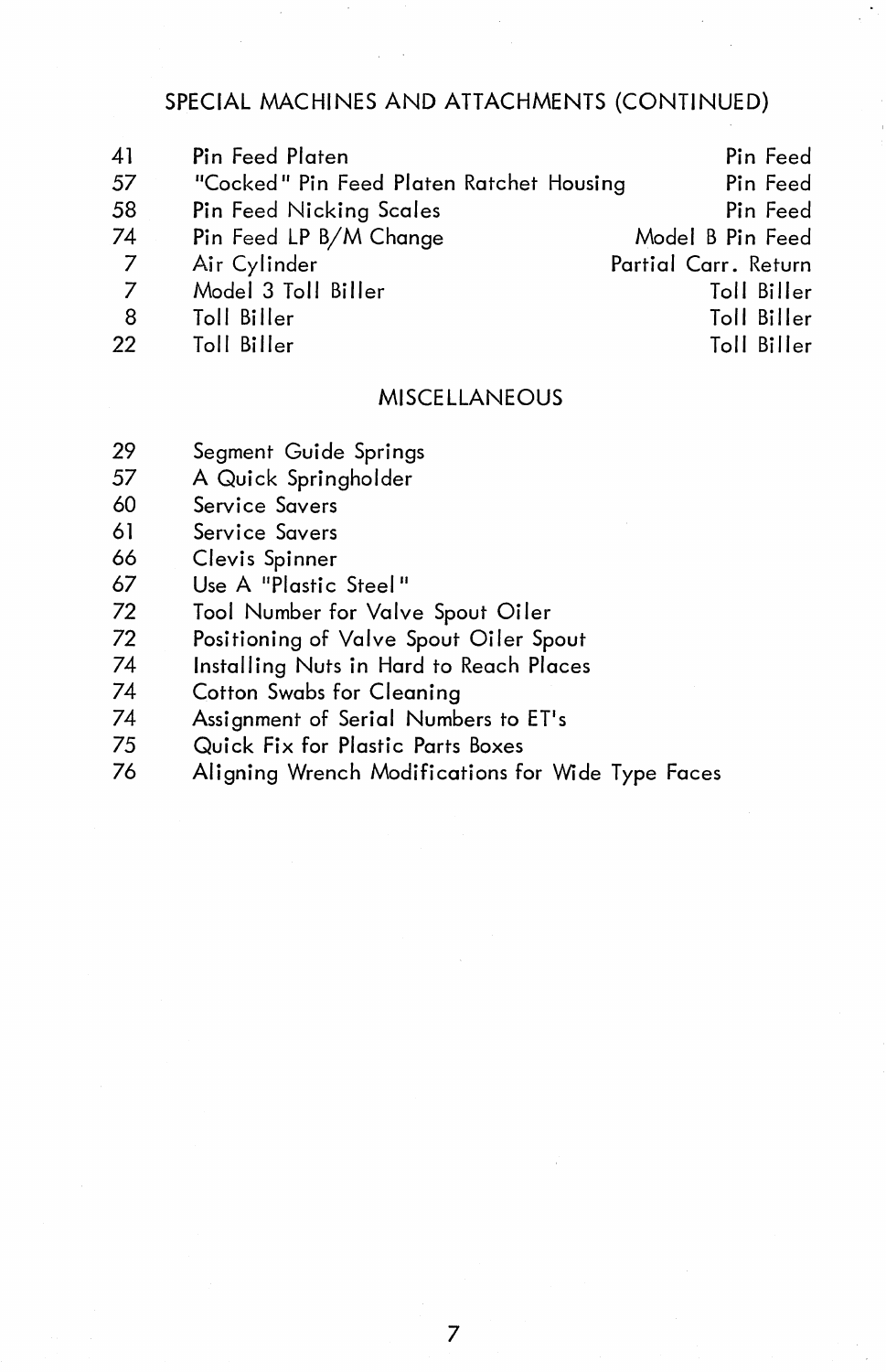## SPECIAL MACHINES AND ATTACHMENTS (CONTINUED)

| | | |
|---|---|---|
| 41 | Pin Feed Platen | Pin Feed |
| 57 | "Cocked" Pin Feed Platen Ratchet Housing | Pin Feed |
| 58 | Pin Feed Nicking Scales | Pin Feed |
| 74 | Pin Feed LP B/M Change | Model B Pin Feed |
| 7 | Air Cylinder | Partial Carr. Return |
| 7 | Model 3 Toll Biller | Toll Biller |
| 8 | Toll Biller | Toll Biller |
| 22 | Toll Biller | Toll Biller |

## MISCELLANEOUS

| | |
|---|---|
| 29 | Segment Guide Springs |
| 57 | A Quick Springholder |
| 60 | Service Savers |
| 61 | Service Savers |
| 66 | Clevis Spinner |
| 67 | Use A "Plastic Steel" |
| 72 | Tool Number for Valve Spout Oiler |
| 72 | Positioning of Valve Spout Oiler Spout |
| 74 | Installing Nuts in Hard to Reach Places |
| 74 | Cotton Swabs for Cleaning |
| 74 | Assignment of Serial Numbers to ET's |
| 75 | Quick Fix for Plastic Parts Boxes |
| 76 | Aligning Wrench Modifications for Wide Type Faces |